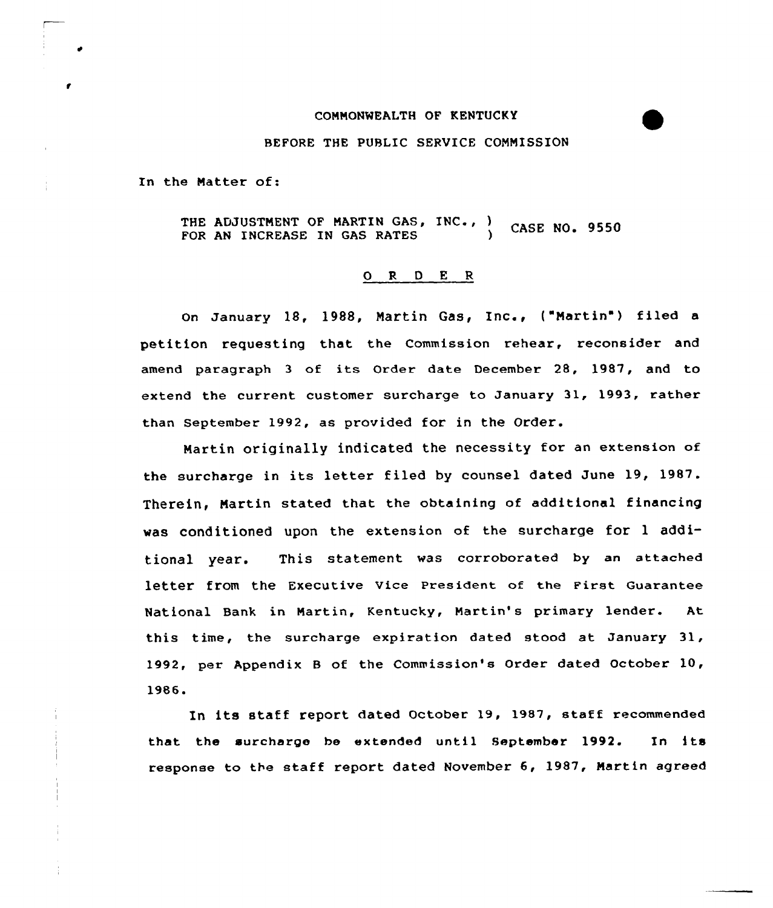COMMONWEALTH OF KENTUCKY

BEFORE THE PUBLIC SERVICE COMMISSION

In the Matter of:

THE ADJUSTMENT OF MARTIN GAS, INC., ) CASE NO. 9550
FOR AN INCREASE IN GAS RATES )

O R D E R

On January 18, 1988, Martin Gas, Inc., ("Martin") filed a petition requesting that the Commission rehear, reconsider and amend paragraph 3 of its Order date December 28, 1987, and to extend the current customer surcharge to January 31, 1993, rather than September 1992, as provided for in the Order.

Martin originally indicated the necessity for an extension of the surcharge in its letter filed by counsel dated June 19, 1987. Therein, Martin stated that the obtaining of additional financing was conditioned upon the extension of the surcharge for 1 additional year. This statement was corroborated by an attached letter from the Executive Vice President of the First Guarantee National Bank in Martin, Kentucky, Martin's primary lender. At this time, the surcharge expiration dated stood at January 31, 1992, per Appendix B of the Commission's Order dated October 10, 1986.

In its staff report dated October 19, 1987, staff recommended that the surcharge be extended until September 1992. In its response to the staff report dated November 6, 1987, Martin agreed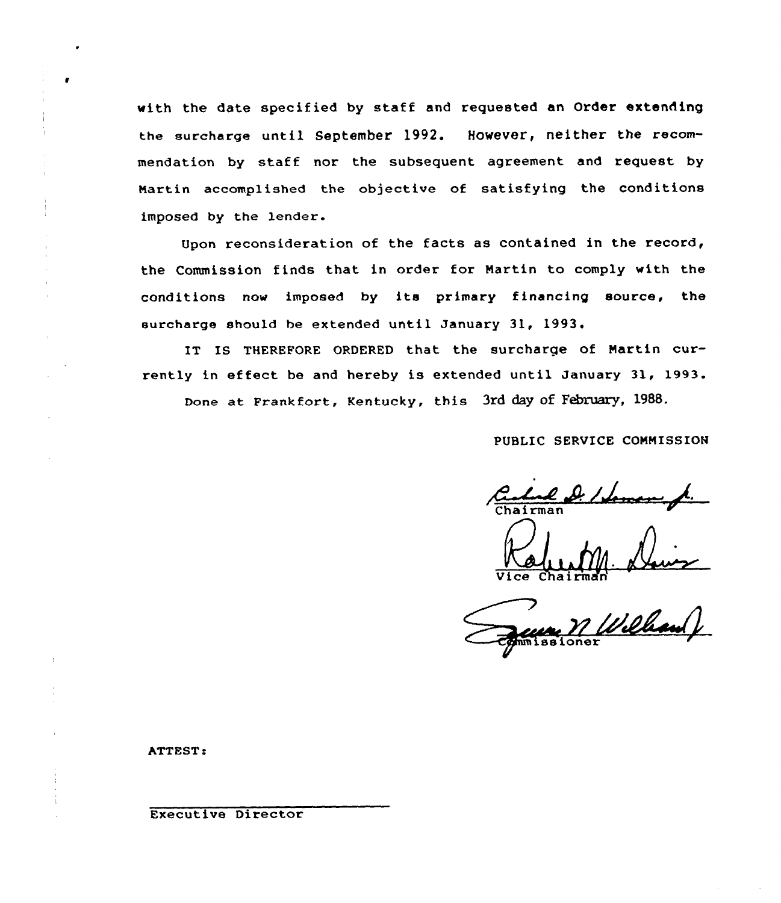with the date specified by staff and requested an Order extending the surcharge until September 1992. However, neither the recommendation by staff nor the subsequent agreement and request by Martin accomplished the objective of satisfying the conditions imposed by the lender.

Upon reconsideration of the facts as contained in the record, the Commission finds that in order for Martin to comply with the conditions now imposed by its primary financing source, the surcharge should be extended until January 31, 1993.

IT IS THEREFORE ORDERED that the surcharge of Martin currently in effect be and hereby is extended until January 31, 1993.

Done at Frankfort, Kentucky, this 3rd day of February, 1988.

PUBLIC SERVICE COMMISSION

Chairman

Vice Chairman

Commissioner

ATTEST:

Executive Director